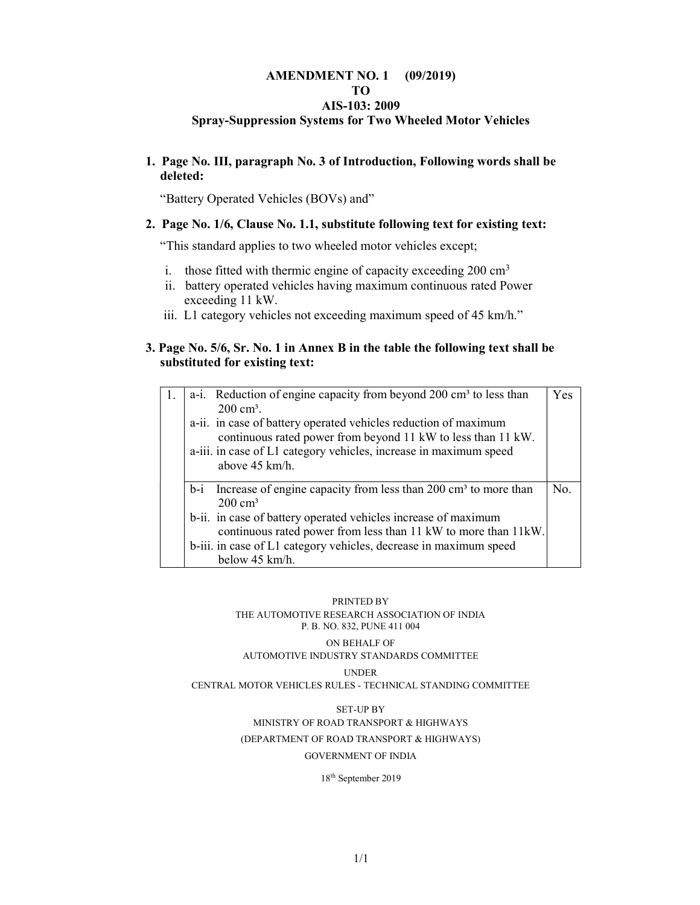# AMENDMENT NO. 1 (09/2019)
# TO
# AIS-103: 2009
## Spray-Suppression Systems for Two Wheeled Motor Vehicles

**1. Page No. III, paragraph No. 3 of Introduction, Following words shall be deleted:**

"Battery Operated Vehicles (BOVs) and"

**2. Page No. 1/6, Clause No. 1.1, substitute following text for existing text:**

"This standard applies to two wheeled motor vehicles except;

i. those fitted with thermic engine of capacity exceeding 200 $cm^3$
ii. battery operated vehicles having maximum continuous rated Power exceeding 11 kW.
iii. L1 category vehicles not exceeding maximum speed of 45 km/h."

**3. Page No. 5/6, Sr. No. 1 in Annex B in the table the following text shall be substituted for existing text:**

| | | |
|---|---|---|
| 1. | a-i. Reduction of engine capacity from beyond 200 $cm^3$ to less than 200 $cm^3$.<br>a-ii. in case of battery operated vehicles reduction of maximum continuous rated power from beyond 11 kW to less than 11 kW.<br>a-iii. in case of L1 category vehicles, increase in maximum speed above 45 km/h. | Yes |
| | b-i Increase of engine capacity from less than 200 $cm^3$ to more than 200 $cm^3$<br>b-ii. in case of battery operated vehicles increase of maximum continuous rated power from less than 11 kW to more than 11kW.<br>b-iii. in case of L1 category vehicles, decrease in maximum speed below 45 km/h. | No. |

PRINTED BY
THE AUTOMOTIVE RESEARCH ASSOCIATION OF INDIA
P. B. NO. 832, PUNE 411 004

ON BEHALF OF
AUTOMOTIVE INDUSTRY STANDARDS COMMITTEE

UNDER
CENTRAL MOTOR VEHICLES RULES - TECHNICAL STANDING COMMITTEE

SET-UP BY
MINISTRY OF ROAD TRANSPORT & HIGHWAYS
(DEPARTMENT OF ROAD TRANSPORT & HIGHWAYS)
GOVERNMENT OF INDIA

18th September 2019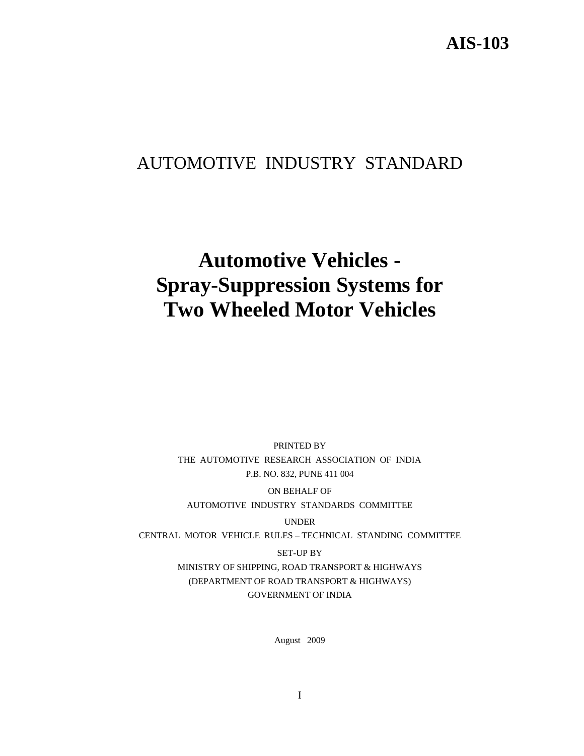# AIS-103

## AUTOMOTIVE INDUSTRY STANDARD

# Automotive Vehicles - Spray-Suppression Systems for Two Wheeled Motor Vehicles

PRINTED BY
THE AUTOMOTIVE RESEARCH ASSOCIATION OF INDIA
P.B. NO. 832, PUNE 411 004

ON BEHALF OF
AUTOMOTIVE INDUSTRY STANDARDS COMMITTEE

UNDER
CENTRAL MOTOR VEHICLE RULES – TECHNICAL STANDING COMMITTEE

SET-UP BY
MINISTRY OF SHIPPING, ROAD TRANSPORT & HIGHWAYS
(DEPARTMENT OF ROAD TRANSPORT & HIGHWAYS)
GOVERNMENT OF INDIA

August 2009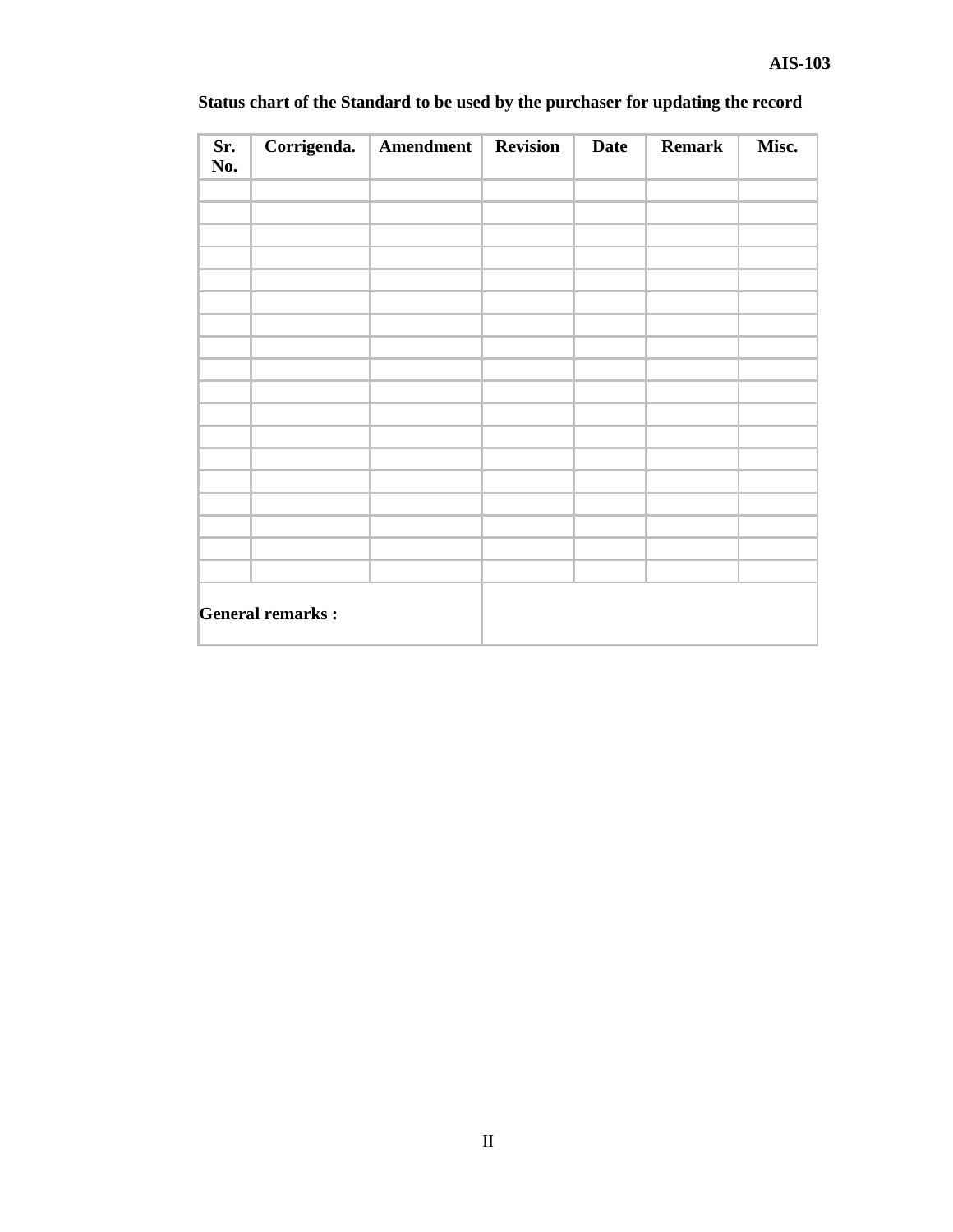**Status chart of the Standard to be used by the purchaser for updating the record**

| Sr. No. | Corrigenda. | Amendment | Revision | Date | Remark | Misc. |
|---|---|---|---|---|---|---|
| | | | | | | |
| | | | | | | |
| | | | | | | |
| | | | | | | |
| | | | | | | |
| | | | | | | |
| | | | | | | |
| | | | | | | |
| | | | | | | |
| | | | | | | |
| | | | | | | |
| | | | | | | |
| | | | | | | |
| | | | | | | |
| | | | | | | |
| | | | | | | |
| | | | | | | |
| | | | | | | |
| **General remarks :** | | | | | | |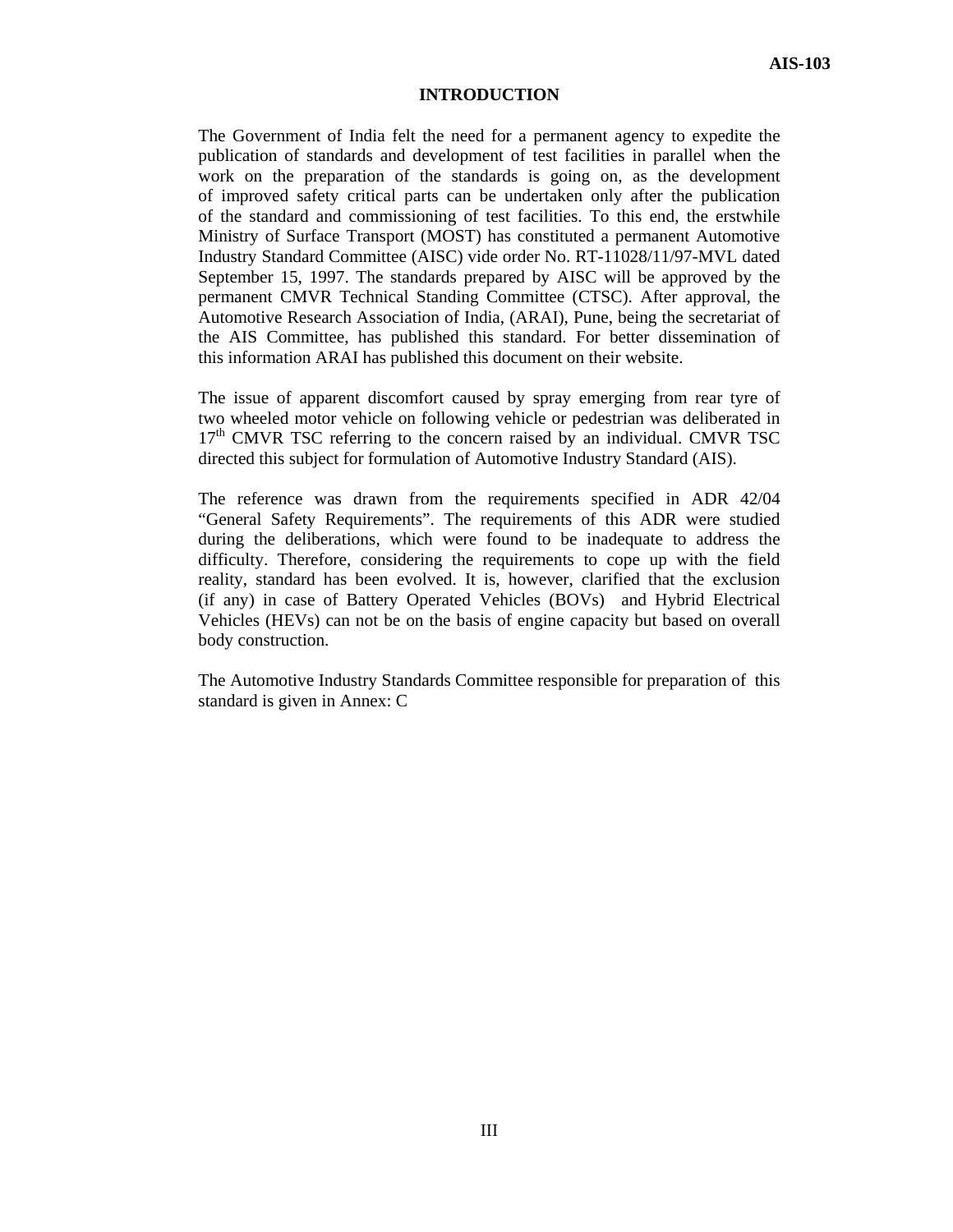# INTRODUCTION

The Government of India felt the need for a permanent agency to expedite the publication of standards and development of test facilities in parallel when the work on the preparation of the standards is going on, as the development of improved safety critical parts can be undertaken only after the publication of the standard and commissioning of test facilities. To this end, the erstwhile Ministry of Surface Transport (MOST) has constituted a permanent Automotive Industry Standard Committee (AISC) vide order No. RT-11028/11/97-MVL dated September 15, 1997. The standards prepared by AISC will be approved by the permanent CMVR Technical Standing Committee (CTSC). After approval, the Automotive Research Association of India, (ARAI), Pune, being the secretariat of the AIS Committee, has published this standard. For better dissemination of this information ARAI has published this document on their website.

The issue of apparent discomfort caused by spray emerging from rear tyre of two wheeled motor vehicle on following vehicle or pedestrian was deliberated in 17th CMVR TSC referring to the concern raised by an individual. CMVR TSC directed this subject for formulation of Automotive Industry Standard (AIS).

The reference was drawn from the requirements specified in ADR 42/04 "General Safety Requirements". The requirements of this ADR were studied during the deliberations, which were found to be inadequate to address the difficulty. Therefore, considering the requirements to cope up with the field reality, standard has been evolved. It is, however, clarified that the exclusion (if any) in case of Battery Operated Vehicles (BOVs) and Hybrid Electrical Vehicles (HEVs) can not be on the basis of engine capacity but based on overall body construction.

The Automotive Industry Standards Committee responsible for preparation of this standard is given in Annex: C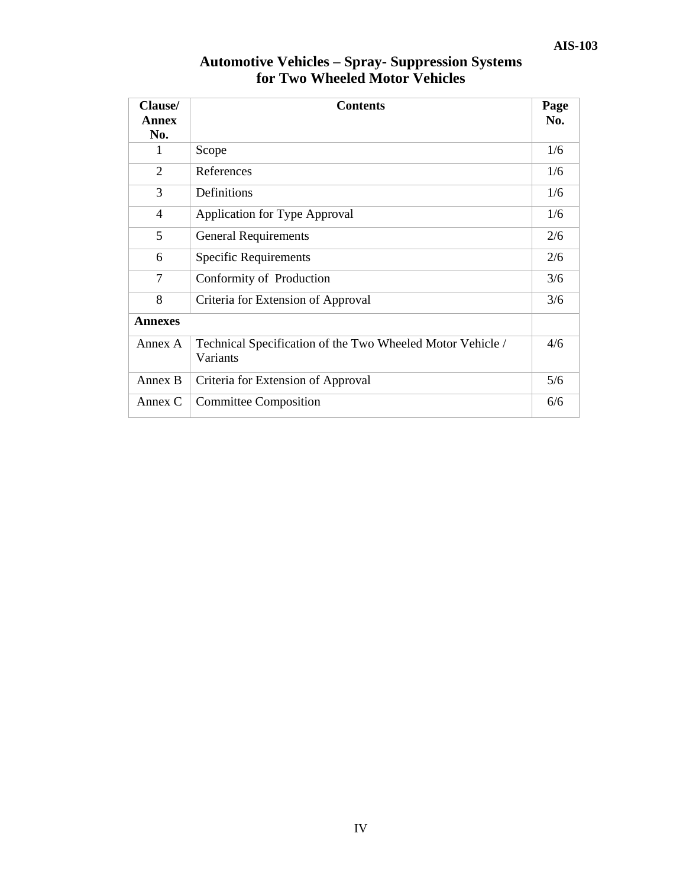# Automotive Vehicles – Spray- Suppression Systems for Two Wheeled Motor Vehicles

| Clause/ Annex No. | Contents | Page No. |
|---|---|---|
| 1 | Scope | 1/6 |
| 2 | References | 1/6 |
| 3 | Definitions | 1/6 |
| 4 | Application for Type Approval | 1/6 |
| 5 | General Requirements | 2/6 |
| 6 | Specific Requirements | 2/6 |
| 7 | Conformity of Production | 3/6 |
| 8 | Criteria for Extension of Approval | 3/6 |
| **Annexes** | | |
| Annex A | Technical Specification of the Two Wheeled Motor Vehicle / Variants | 4/6 |
| Annex B | Criteria for Extension of Approval | 5/6 |
| Annex C | Committee Composition | 6/6 |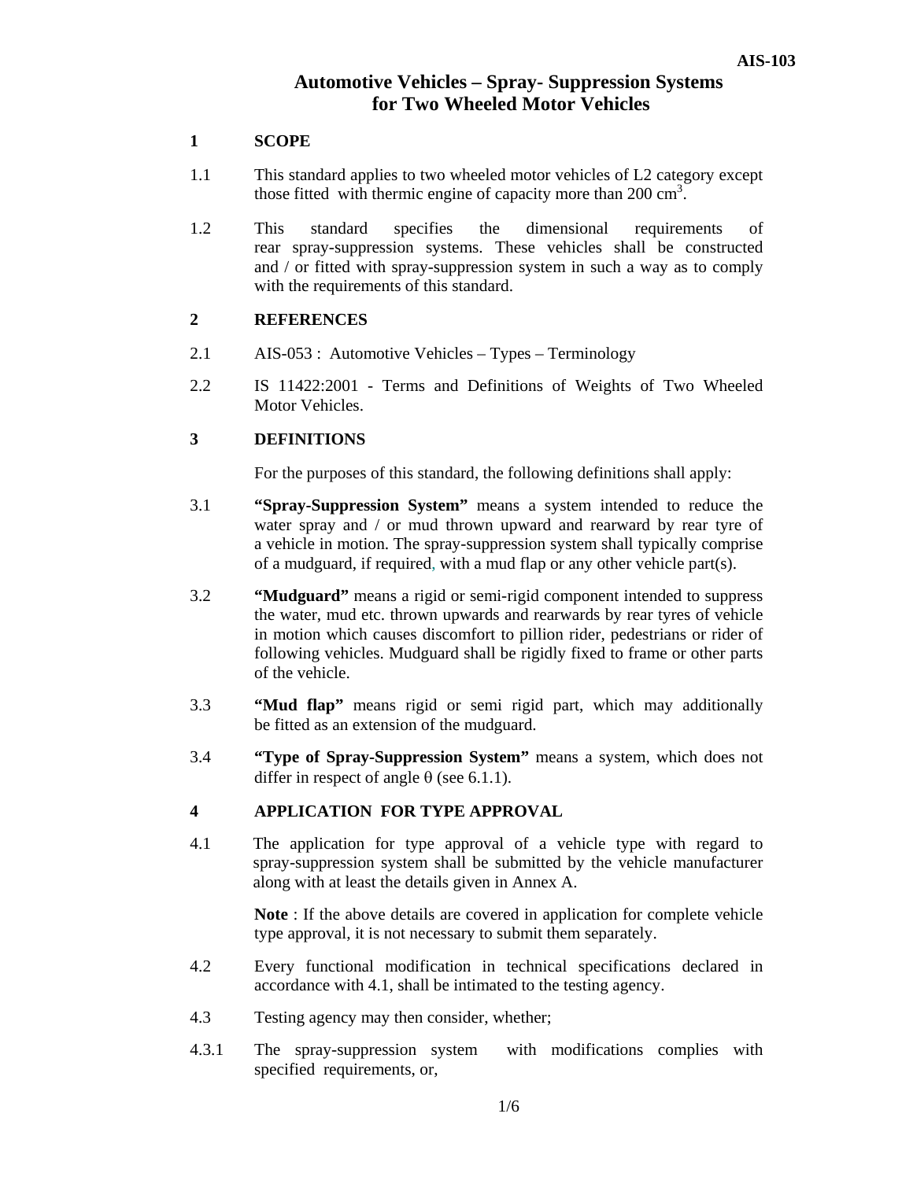# Automotive Vehicles – Spray- Suppression Systems for Two Wheeled Motor Vehicles

## 1 SCOPE

1.1 This standard applies to two wheeled motor vehicles of L2 category except those fitted with thermic engine of capacity more than 200 $cm^3$.

1.2 This standard specifies the dimensional requirements of rear spray-suppression systems. These vehicles shall be constructed and / or fitted with spray-suppression system in such a way as to comply with the requirements of this standard.

## 2 REFERENCES

2.1 AIS-053 : Automotive Vehicles – Types – Terminology

2.2 IS 11422:2001 - Terms and Definitions of Weights of Two Wheeled Motor Vehicles.

## 3 DEFINITIONS

For the purposes of this standard, the following definitions shall apply:

3.1 **"Spray-Suppression System"** means a system intended to reduce the water spray and / or mud thrown upward and rearward by rear tyre of a vehicle in motion. The spray-suppression system shall typically comprise of a mudguard, if required, with a mud flap or any other vehicle part(s).

3.2 **"Mudguard"** means a rigid or semi-rigid component intended to suppress the water, mud etc. thrown upwards and rearwards by rear tyres of vehicle in motion which causes discomfort to pillion rider, pedestrians or rider of following vehicles. Mudguard shall be rigidly fixed to frame or other parts of the vehicle.

3.3 **"Mud flap"** means rigid or semi rigid part, which may additionally be fitted as an extension of the mudguard.

3.4 **"Type of Spray-Suppression System"** means a system, which does not differ in respect of angle θ (see 6.1.1).

## 4 APPLICATION FOR TYPE APPROVAL

4.1 The application for type approval of a vehicle type with regard to spray-suppression system shall be submitted by the vehicle manufacturer along with at least the details given in Annex A.

**Note** : If the above details are covered in application for complete vehicle type approval, it is not necessary to submit them separately.

4.2 Every functional modification in technical specifications declared in accordance with 4.1, shall be intimated to the testing agency.

4.3 Testing agency may then consider, whether;

4.3.1 The spray-suppression system with modifications complies with specified requirements, or,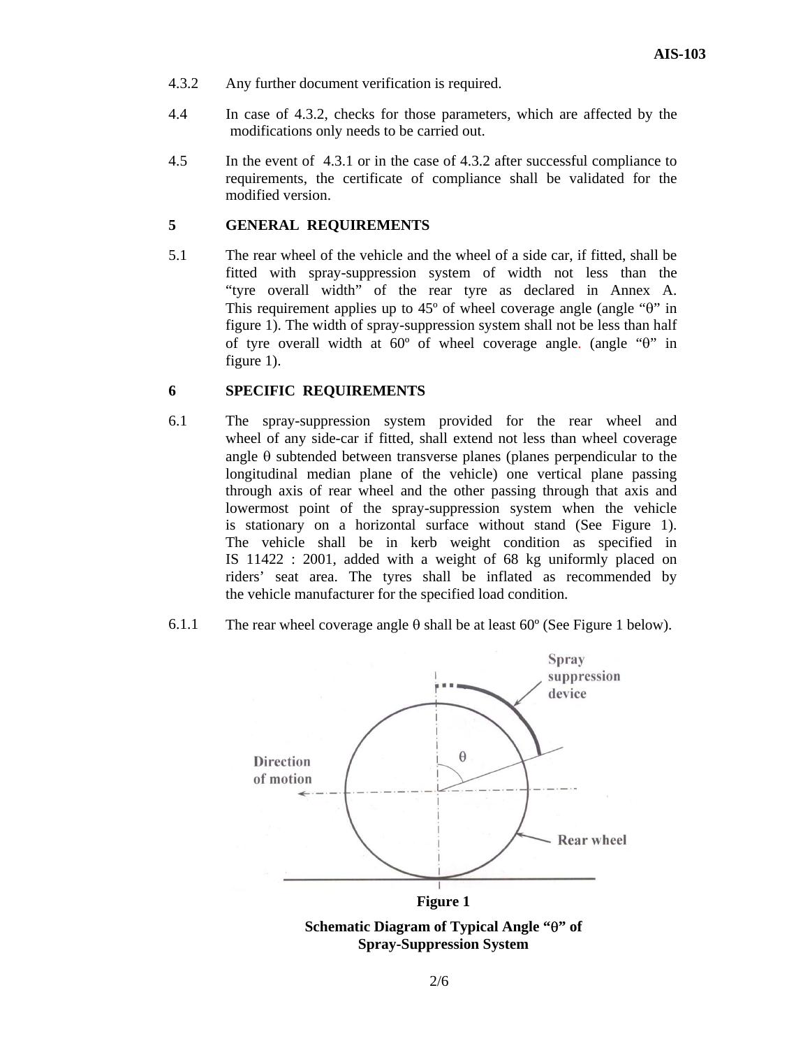4.3.2 Any further document verification is required.

4.4 In case of 4.3.2, checks for those parameters, which are affected by the modifications only needs to be carried out.

4.5 In the event of 4.3.1 or in the case of 4.3.2 after successful compliance to requirements, the certificate of compliance shall be validated for the modified version.

## 5 GENERAL REQUIREMENTS

5.1 The rear wheel of the vehicle and the wheel of a side car, if fitted, shall be fitted with spray-suppression system of width not less than the "tyre overall width" of the rear tyre as declared in Annex A. This requirement applies up to 45º of wheel coverage angle (angle "θ" in figure 1). The width of spray-suppression system shall not be less than half of tyre overall width at 60º of wheel coverage angle. (angle "θ" in figure 1).

## 6 SPECIFIC REQUIREMENTS

6.1 The spray-suppression system provided for the rear wheel and wheel of any side-car if fitted, shall extend not less than wheel coverage angle θ subtended between transverse planes (planes perpendicular to the longitudinal median plane of the vehicle) one vertical plane passing through axis of rear wheel and the other passing through that axis and lowermost point of the spray-suppression system when the vehicle is stationary on a horizontal surface without stand (See Figure 1). The vehicle shall be in kerb weight condition as specified in IS 11422 : 2001, added with a weight of 68 kg uniformly placed on riders' seat area. The tyres shall be inflated as recommended by the vehicle manufacturer for the specified load condition.

6.1.1 The rear wheel coverage angle θ shall be at least 60º (See Figure 1 below).

**Figure 1**

**Schematic Diagram of Typical Angle "θ" of Spray-Suppression System**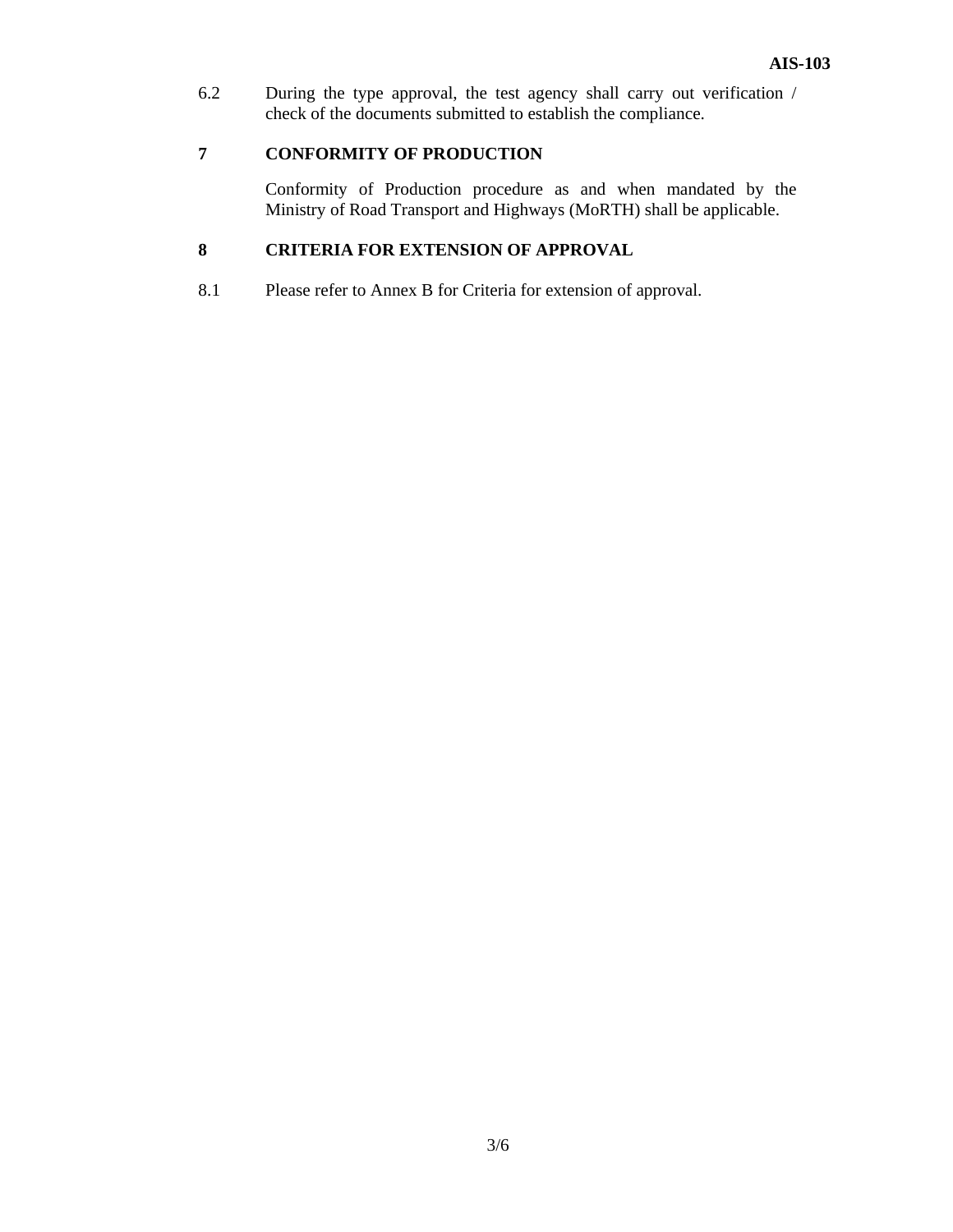6.2 During the type approval, the test agency shall carry out verification / check of the documents submitted to establish the compliance.

## 7 CONFORMITY OF PRODUCTION

Conformity of Production procedure as and when mandated by the Ministry of Road Transport and Highways (MoRTH) shall be applicable.

## 8 CRITERIA FOR EXTENSION OF APPROVAL

8.1 Please refer to Annex B for Criteria for extension of approval.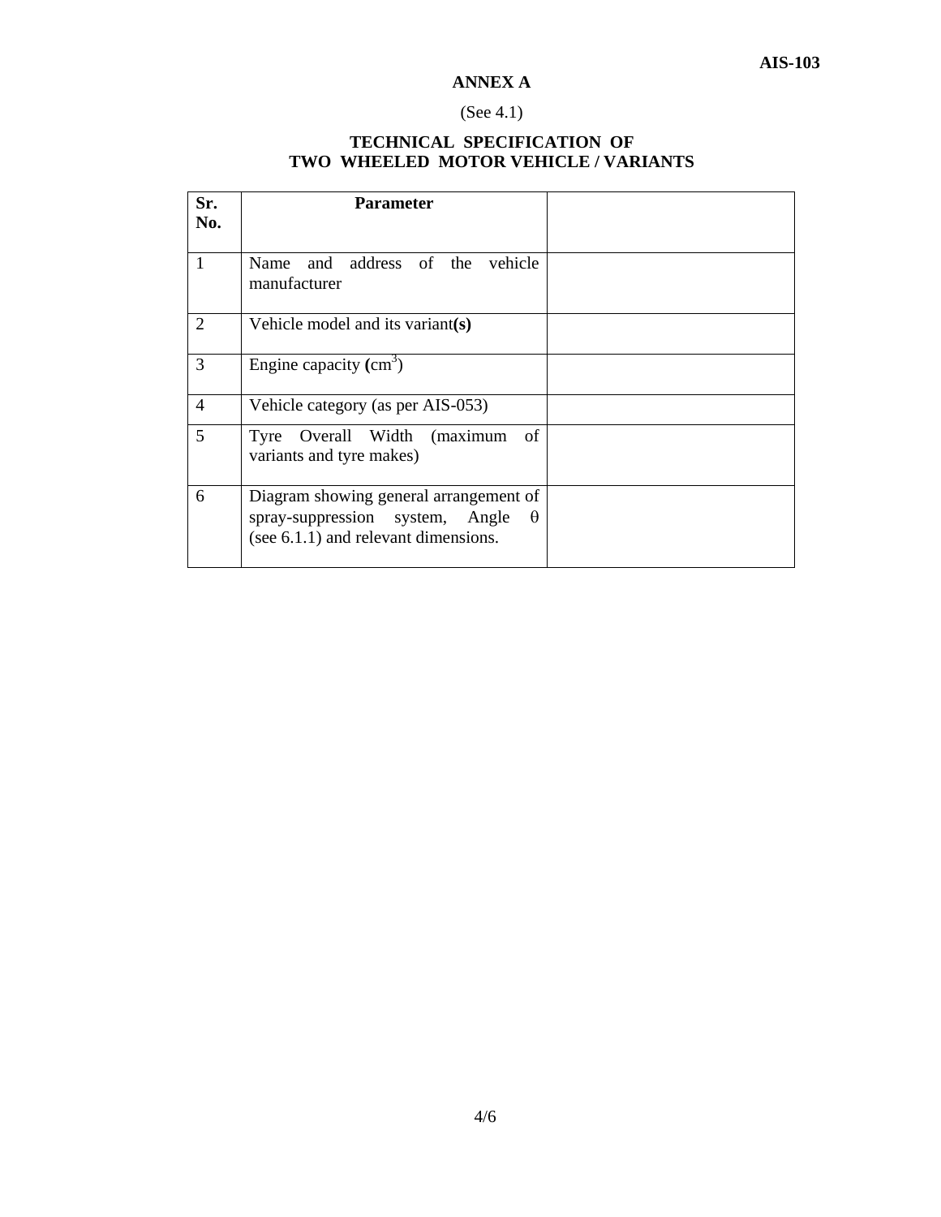## ANNEX A

(See 4.1)

### TECHNICAL SPECIFICATION OF TWO WHEELED MOTOR VEHICLE / VARIANTS

| Sr. No. | Parameter | |
|---|---|---|
| 1 | Name and address of the vehicle manufacturer | |
| 2 | Vehicle model and its variant**(s)** | |
| 3 | Engine capacity **(**$cm^3$) | |
| 4 | Vehicle category (as per AIS-053) | |
| 5 | Tyre Overall Width (maximum of variants and tyre makes) | |
| 6 | Diagram showing general arrangement of spray-suppression system, Angle $\theta$ (see 6.1.1) and relevant dimensions. | |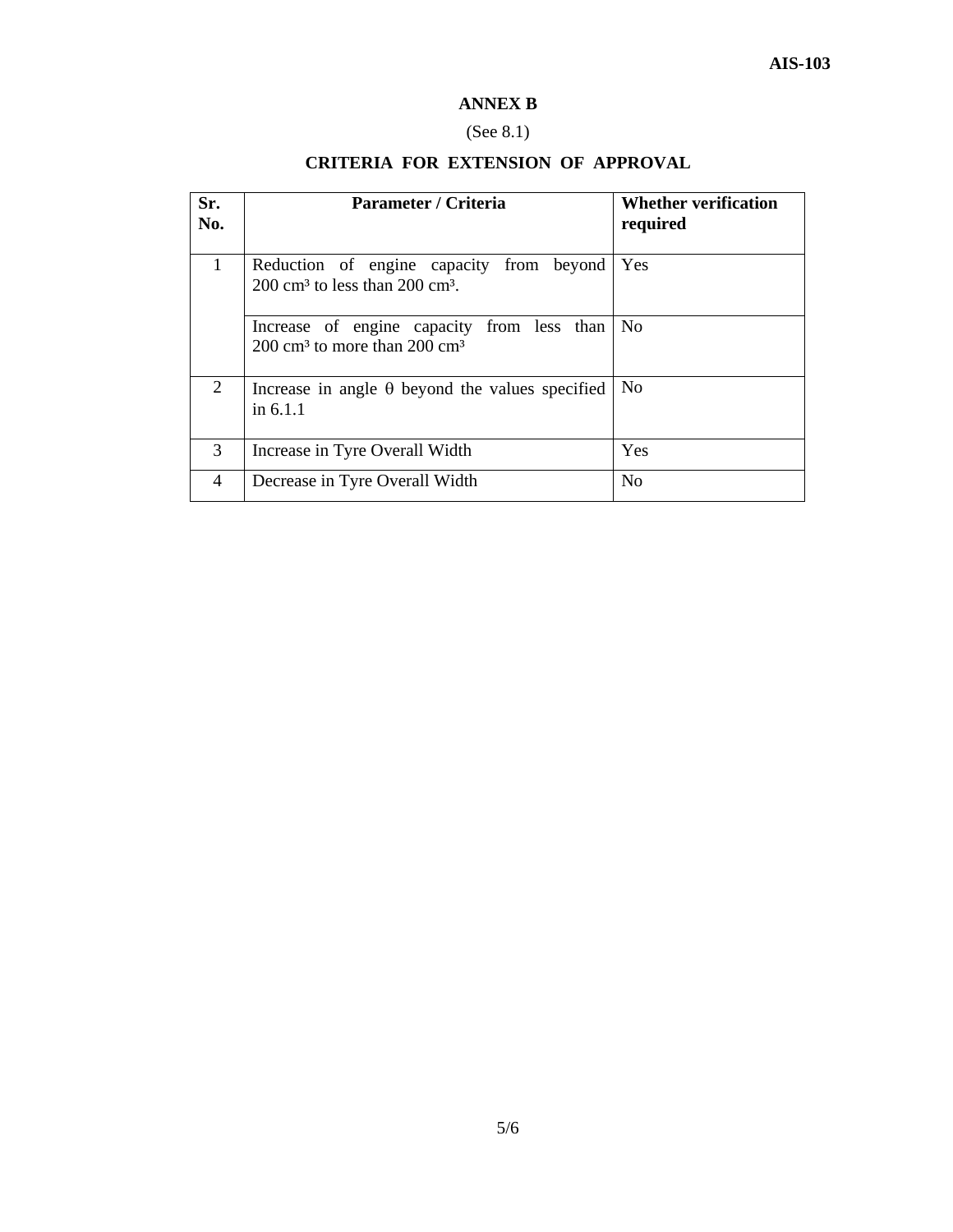## ANNEX B

(See 8.1)

## CRITERIA FOR EXTENSION OF APPROVAL

| Sr. No. | Parameter / Criteria | Whether verification required |
|---|---|---|
| 1 | Reduction of engine capacity from beyond 200 $cm^3$ to less than 200 $cm^3$. | Yes |
| | Increase of engine capacity from less than 200 $cm^3$ to more than 200 $cm^3$ | No |
| 2 | Increase in angle θ beyond the values specified in 6.1.1 | No |
| 3 | Increase in Tyre Overall Width | Yes |
| 4 | Decrease in Tyre Overall Width | No |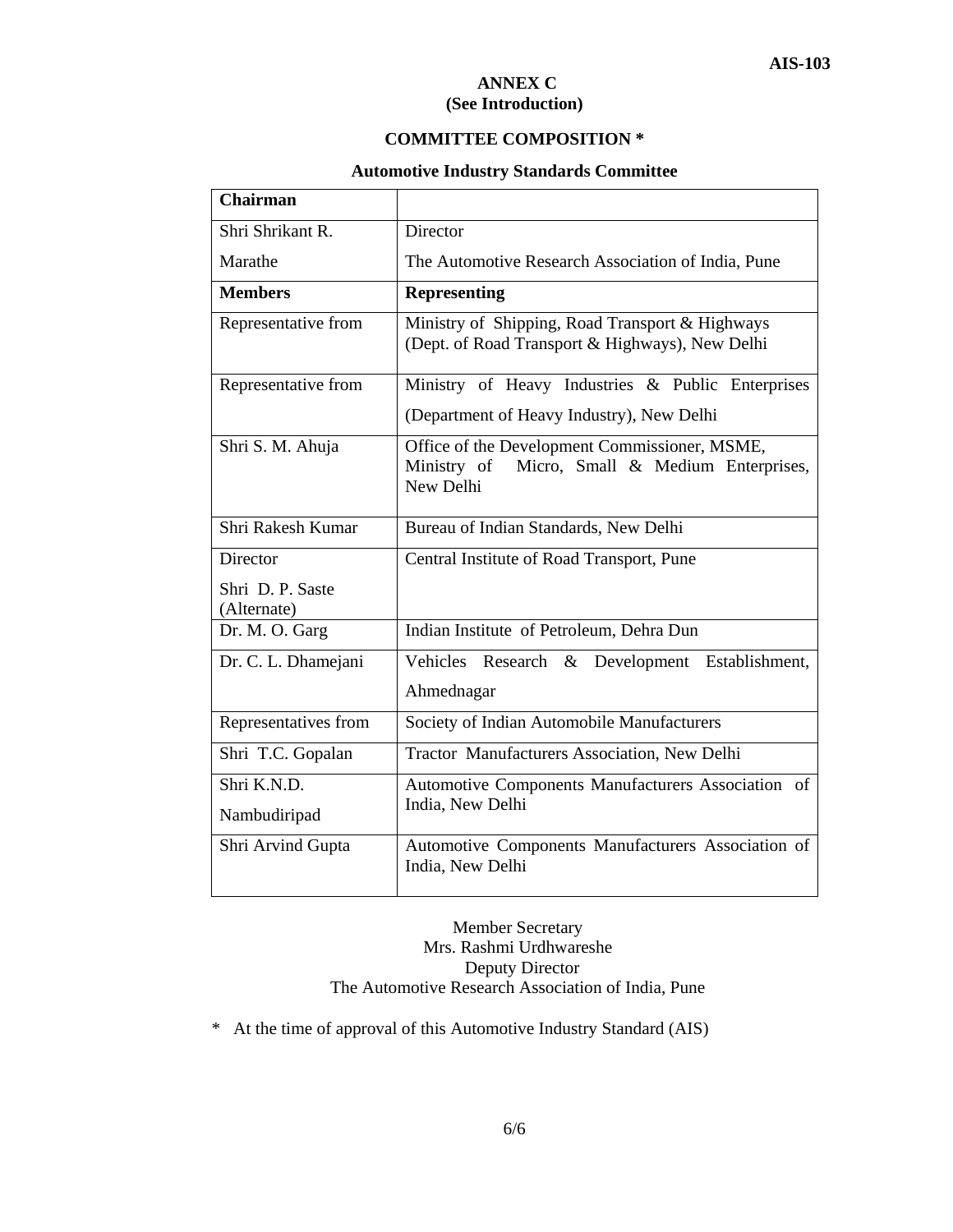# ANNEX C
**(See Introduction)**

## COMMITTEE COMPOSITION *

### Automotive Industry Standards Committee

| **Chairman** | |
|---|---|
| Shri Shrikant R. Marathe | Director<br>The Automotive Research Association of India, Pune |
| **Members** | **Representing** |
| Representative from | Ministry of Shipping, Road Transport & Highways (Dept. of Road Transport & Highways), New Delhi |
| Representative from | Ministry of Heavy Industries & Public Enterprises (Department of Heavy Industry), New Delhi |
| Shri S. M. Ahuja | Office of the Development Commissioner, MSME, Ministry of Micro, Small & Medium Enterprises, New Delhi |
| Shri Rakesh Kumar | Bureau of Indian Standards, New Delhi |
| Director<br>Shri D. P. Saste (Alternate) | Central Institute of Road Transport, Pune |
| Dr. M. O. Garg | Indian Institute of Petroleum, Dehra Dun |
| Dr. C. L. Dhamejani | Vehicles Research & Development Establishment, Ahmednagar |
| Representatives from | Society of Indian Automobile Manufacturers |
| Shri T.C. Gopalan | Tractor Manufacturers Association, New Delhi |
| Shri K.N.D. Nambudiripad | Automotive Components Manufacturers Association of India, New Delhi |
| Shri Arvind Gupta | Automotive Components Manufacturers Association of India, New Delhi |

Member Secretary
Mrs. Rashmi Urdhwareshe
Deputy Director
The Automotive Research Association of India, Pune

* At the time of approval of this Automotive Industry Standard (AIS)